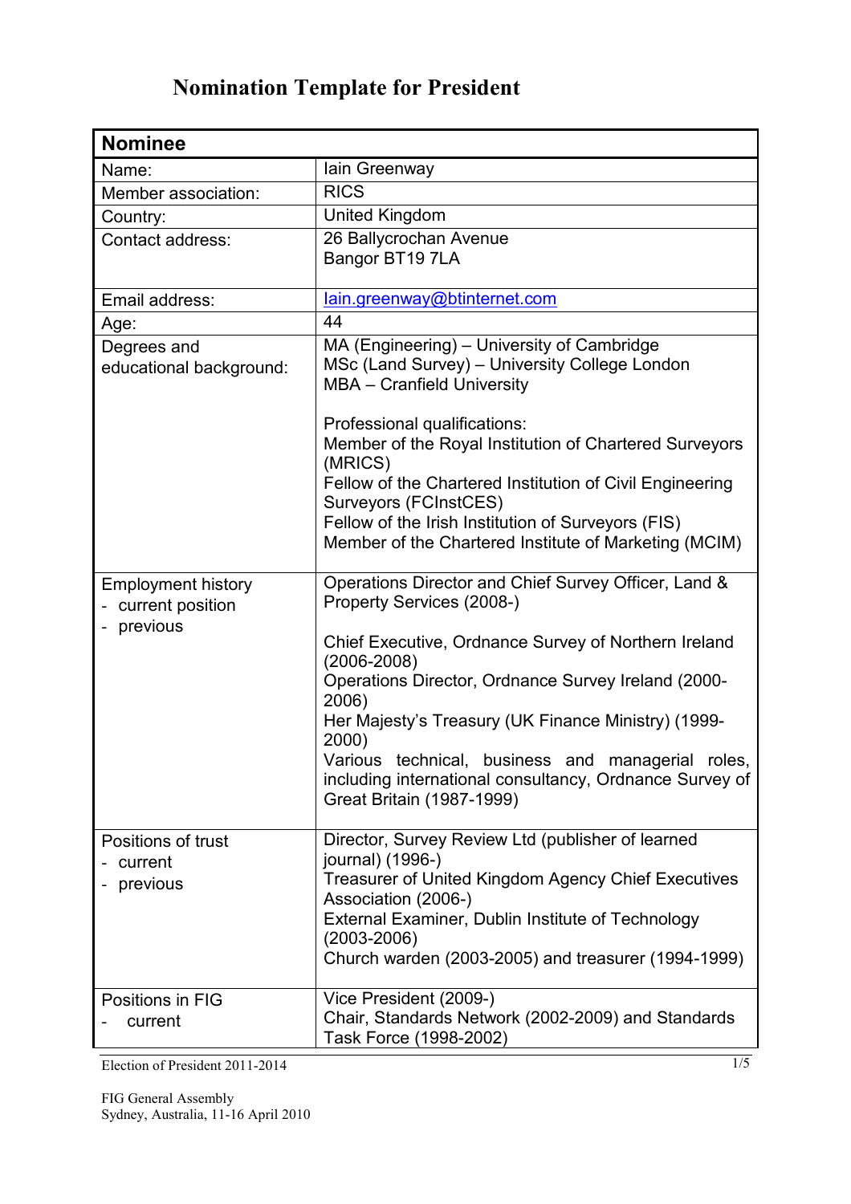# Nomination Template for President

| Nominee | |
|---|---|
| Name: | Iain Greenway |
| Member association: | RICS |
| Country: | United Kingdom |
| Contact address: | 26 Ballycrochan Avenue<br>Bangor BT19 7LA |
| Email address: | Iain.greenway@btinternet.com |
| Age: | 44 |
| Degrees and educational background: | MA (Engineering) – University of Cambridge<br>MSc (Land Survey) – University College London<br>MBA – Cranfield University<br><br>Professional qualifications:<br>Member of the Royal Institution of Chartered Surveyors (MRICS)<br>Fellow of the Chartered Institution of Civil Engineering Surveyors (FCInstCES)<br>Fellow of the Irish Institution of Surveyors (FIS)<br>Member of the Chartered Institute of Marketing (MCIM) |
| Employment history<br>- current position<br>- previous | Operations Director and Chief Survey Officer, Land & Property Services (2008-)<br><br>Chief Executive, Ordnance Survey of Northern Ireland (2006-2008)<br>Operations Director, Ordnance Survey Ireland (2000-2006)<br>Her Majesty's Treasury (UK Finance Ministry) (1999-2000)<br>Various technical, business and managerial roles, including international consultancy, Ordnance Survey of Great Britain (1987-1999) |
| Positions of trust<br>- current<br>- previous | Director, Survey Review Ltd (publisher of learned journal) (1996-)<br>Treasurer of United Kingdom Agency Chief Executives Association (2006-)<br>External Examiner, Dublin Institute of Technology (2003-2006)<br>Church warden (2003-2005) and treasurer (1994-1999) |
| Positions in FIG<br>- current | Vice President (2009-)<br>Chair, Standards Network (2002-2009) and Standards Task Force (1998-2002) |

Election of President 2011-2014

FIG General Assembly
Sydney, Australia, 11-16 April 2010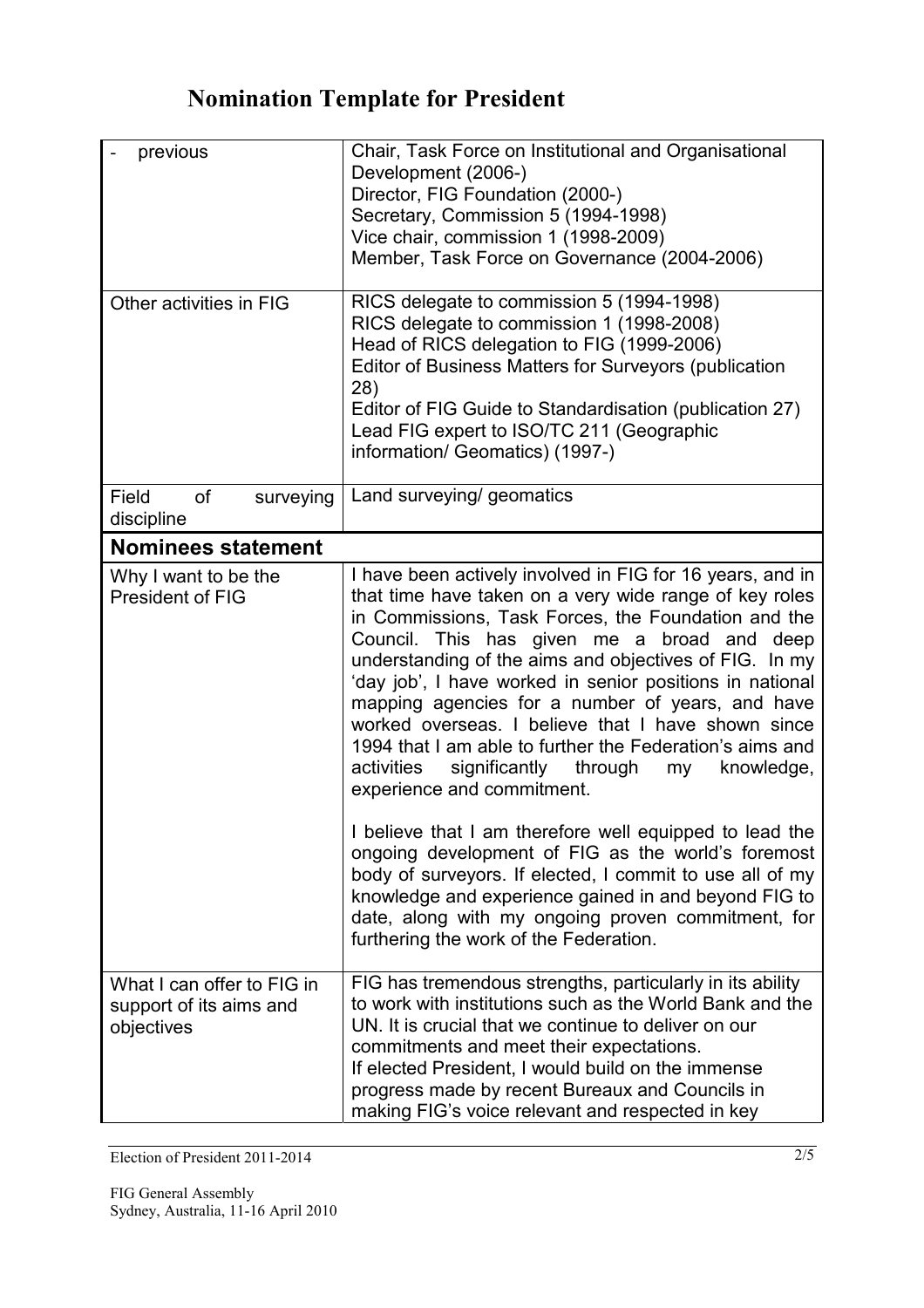# Nomination Template for President

| - previous | Chair, Task Force on Institutional and Organisational Development (2006-)<br>Director, FIG Foundation (2000-)<br>Secretary, Commission 5 (1994-1998)<br>Vice chair, commission 1 (1998-2009)<br>Member, Task Force on Governance (2004-2006) |
|---|---|
| Other activities in FIG | RICS delegate to commission 5 (1994-1998)<br>RICS delegate to commission 1 (1998-2008)<br>Head of RICS delegation to FIG (1999-2006)<br>Editor of Business Matters for Surveyors (publication 28)<br>Editor of FIG Guide to Standardisation (publication 27)<br>Lead FIG expert to ISO/TC 211 (Geographic information/ Geomatics) (1997-) |
| Field of surveying discipline | Land surveying/ geomatics |
| **Nominees statement** | |
| Why I want to be the President of FIG | I have been actively involved in FIG for 16 years, and in that time have taken on a very wide range of key roles in Commissions, Task Forces, the Foundation and the Council. This has given me a broad and deep understanding of the aims and objectives of FIG. In my 'day job', I have worked in senior positions in national mapping agencies for a number of years, and have worked overseas. I believe that I have shown since 1994 that I am able to further the Federation's aims and activities significantly through my knowledge, experience and commitment.<br><br>I believe that I am therefore well equipped to lead the ongoing development of FIG as the world's foremost body of surveyors. If elected, I commit to use all of my knowledge and experience gained in and beyond FIG to date, along with my ongoing proven commitment, for furthering the work of the Federation. |
| What I can offer to FIG in support of its aims and objectives | FIG has tremendous strengths, particularly in its ability to work with institutions such as the World Bank and the UN. It is crucial that we continue to deliver on our commitments and meet their expectations.<br>If elected President, I would build on the immense progress made by recent Bureaux and Councils in making FIG's voice relevant and respected in key |

Election of President 2011-2014

FIG General Assembly
Sydney, Australia, 11-16 April 2010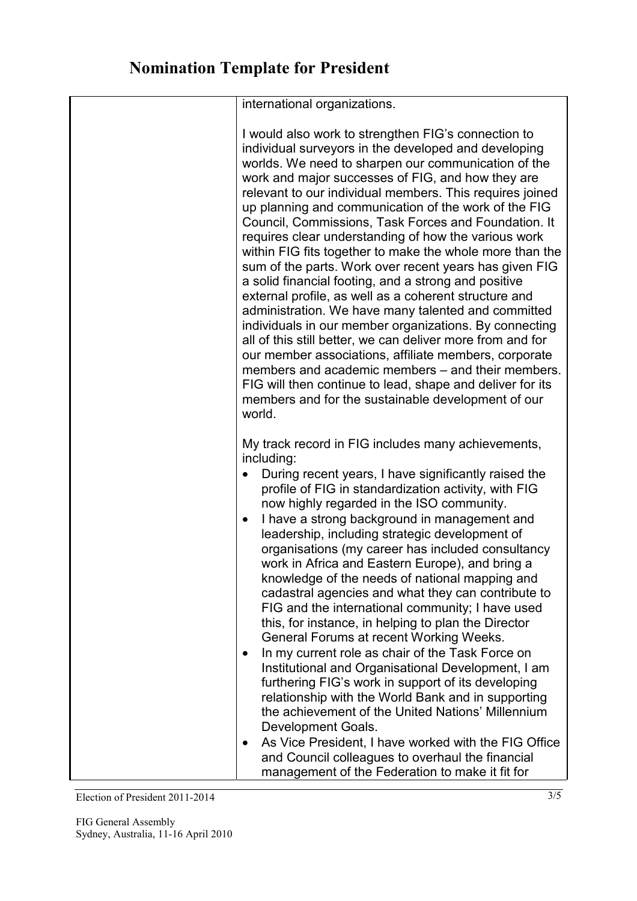# Nomination Template for President

| | |
|---|---|
| | international organizations.<br><br>I would also work to strengthen FIG's connection to individual surveyors in the developed and developing worlds. We need to sharpen our communication of the work and major successes of FIG, and how they are relevant to our individual members. This requires joined up planning and communication of the work of the FIG Council, Commissions, Task Forces and Foundation. It requires clear understanding of how the various work within FIG fits together to make the whole more than the sum of the parts. Work over recent years has given FIG a solid financial footing, and a strong and positive external profile, as well as a coherent structure and administration. We have many talented and committed individuals in our member organizations. By connecting all of this still better, we can deliver more from and for our member associations, affiliate members, corporate members and academic members – and their members. FIG will then continue to lead, shape and deliver for its members and for the sustainable development of our world.<br><br>My track record in FIG includes many achievements, including:<br>• During recent years, I have significantly raised the profile of FIG in standardization activity, with FIG now highly regarded in the ISO community.<br>• I have a strong background in management and leadership, including strategic development of organisations (my career has included consultancy work in Africa and Eastern Europe), and bring a knowledge of the needs of national mapping and cadastral agencies and what they can contribute to FIG and the international community; I have used this, for instance, in helping to plan the Director General Forums at recent Working Weeks.<br>• In my current role as chair of the Task Force on Institutional and Organisational Development, I am furthering FIG's work in support of its developing relationship with the World Bank and in supporting the achievement of the United Nations' Millennium Development Goals.<br>• As Vice President, I have worked with the FIG Office and Council colleagues to overhaul the financial management of the Federation to make it fit for |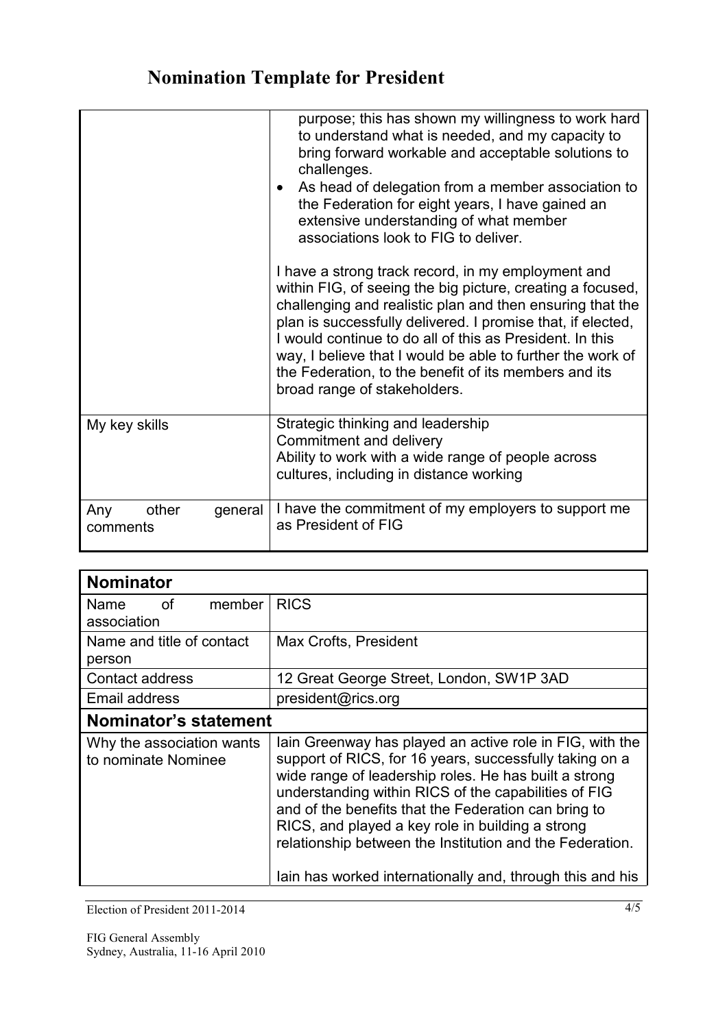# Nomination Template for President

| | |
|---|---|
| | purpose; this has shown my willingness to work hard to understand what is needed, and my capacity to bring forward workable and acceptable solutions to challenges.<br>• As head of delegation from a member association to the Federation for eight years, I have gained an extensive understanding of what member associations look to FIG to deliver.<br><br>I have a strong track record, in my employment and within FIG, of seeing the big picture, creating a focused, challenging and realistic plan and then ensuring that the plan is successfully delivered. I promise that, if elected, I would continue to do all of this as President. In this way, I believe that I would be able to further the work of the Federation, to the benefit of its members and its broad range of stakeholders. |
| My key skills | Strategic thinking and leadership<br>Commitment and delivery<br>Ability to work with a wide range of people across cultures, including in distance working |
| Any other general comments | I have the commitment of my employers to support me as President of FIG |

| **Nominator** | |
|---|---|
| Name of member association | RICS |
| Name and title of contact person | Max Crofts, President |
| Contact address | 12 Great George Street, London, SW1P 3AD |
| Email address | president@rics.org |
| **Nominator's statement** | |
| Why the association wants to nominate Nominee | Iain Greenway has played an active role in FIG, with the support of RICS, for 16 years, successfully taking on a wide range of leadership roles. He has built a strong understanding within RICS of the capabilities of FIG and of the benefits that the Federation can bring to RICS, and played a key role in building a strong relationship between the Institution and the Federation.<br><br>Iain has worked internationally and, through this and his |

Election of President 2011-2014

FIG General Assembly
Sydney, Australia, 11-16 April 2010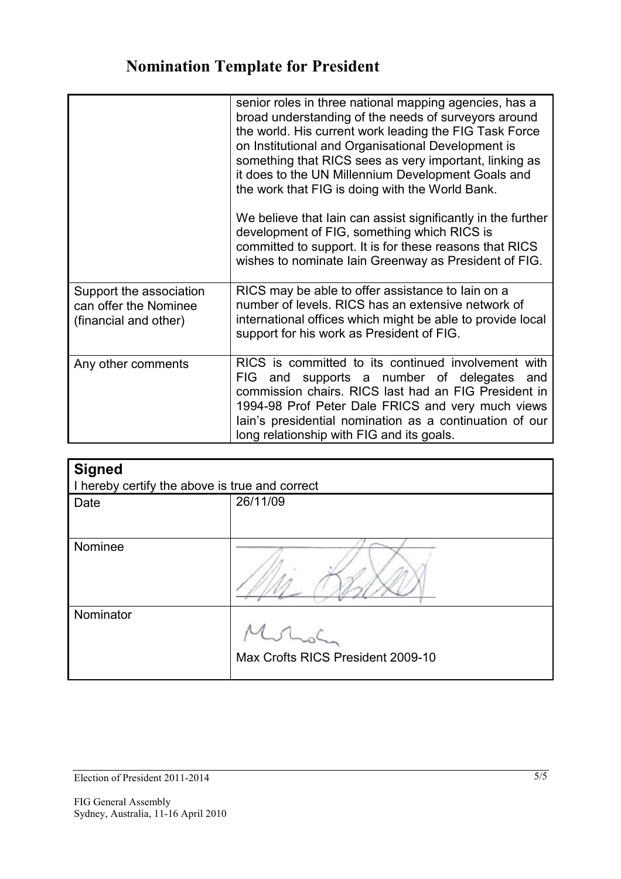# Nomination Template for President

| | |
|---|---|
| | senior roles in three national mapping agencies, has a broad understanding of the needs of surveyors around the world. His current work leading the FIG Task Force on Institutional and Organisational Development is something that RICS sees as very important, linking as it does to the UN Millennium Development Goals and the work that FIG is doing with the World Bank.<br><br>We believe that Iain can assist significantly in the further development of FIG, something which RICS is committed to support. It is for these reasons that RICS wishes to nominate Iain Greenway as President of FIG. |
| Support the association can offer the Nominee (financial and other) | RICS may be able to offer assistance to Iain on a number of levels. RICS has an extensive network of international offices which might be able to provide local support for his work as President of FIG. |
| Any other comments | RICS is committed to its continued involvement with FIG and supports a number of delegates and commission chairs. RICS last had an FIG President in 1994-98 Prof Peter Dale FRICS and very much views Iain's presidential nomination as a continuation of our long relationship with FIG and its goals. |

| **Signed**<br>I hereby certify the above is true and correct | |
|---|---|
| Date | 26/11/09 |
| Nominee | |
| Nominator | Max Crofts RICS President 2009-10 |

Election of President 2011-2014

FIG General Assembly
Sydney, Australia, 11-16 April 2010